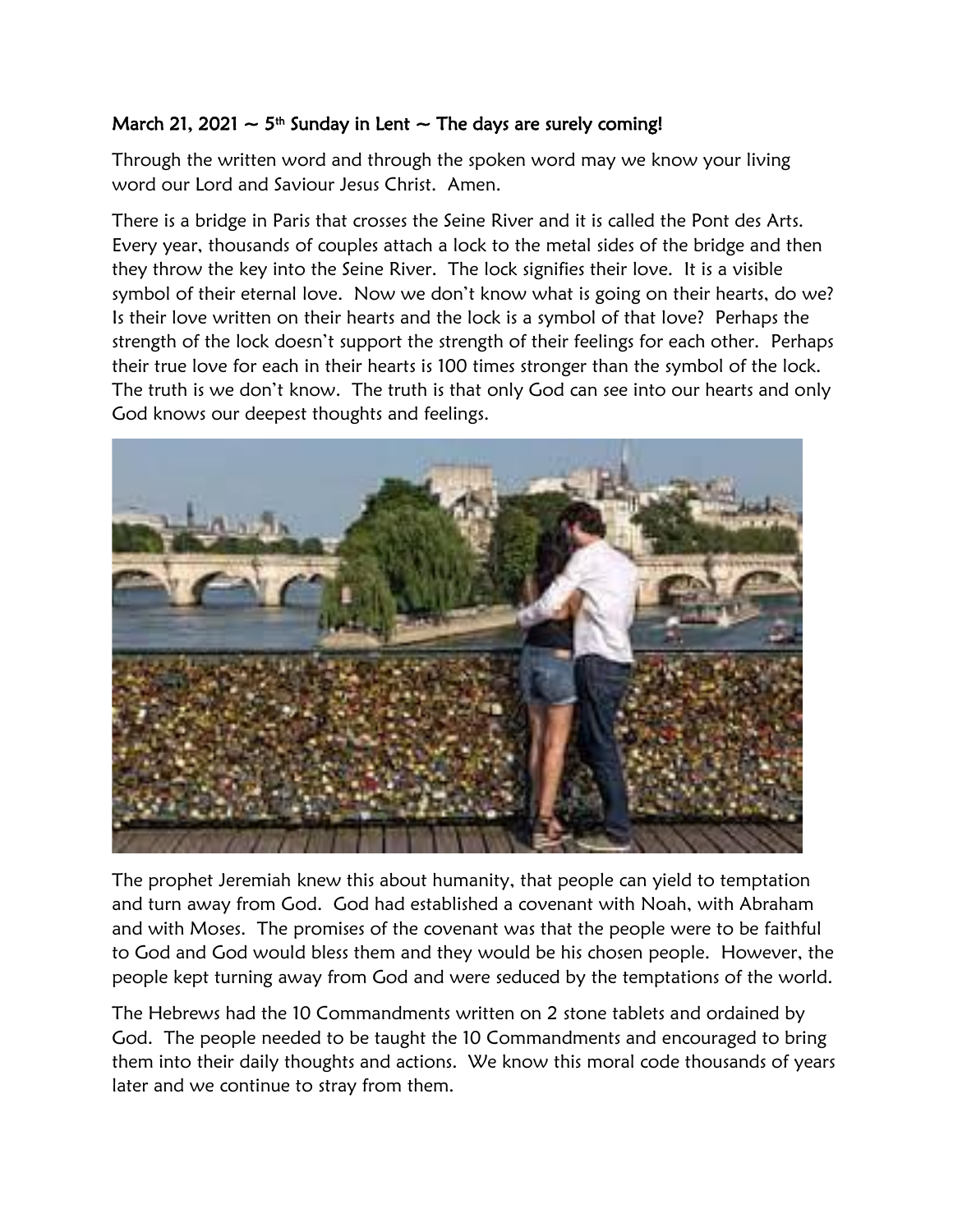**March 21, 2021 ~ 5th Sunday in Lent ~ The days are surely coming!**

Through the written word and through the spoken word may we know your living word our Lord and Saviour Jesus Christ. Amen.

There is a bridge in Paris that crosses the Seine River and it is called the Pont des Arts. Every year, thousands of couples attach a lock to the metal sides of the bridge and then they throw the key into the Seine River. The lock signifies their love. It is a visible symbol of their eternal love. Now we don't know what is going on their hearts, do we? Is their love written on their hearts and the lock is a symbol of that love? Perhaps the strength of the lock doesn't support the strength of their feelings for each other. Perhaps their true love for each in their hearts is 100 times stronger than the symbol of the lock. The truth is we don't know. The truth is that only God can see into our hearts and only God knows our deepest thoughts and feelings.

The prophet Jeremiah knew this about humanity, that people can yield to temptation and turn away from God. God had established a covenant with Noah, with Abraham and with Moses. The promises of the covenant was that the people were to be faithful to God and God would bless them and they would be his chosen people. However, the people kept turning away from God and were seduced by the temptations of the world.

The Hebrews had the 10 Commandments written on 2 stone tablets and ordained by God. The people needed to be taught the 10 Commandments and encouraged to bring them into their daily thoughts and actions. We know this moral code thousands of years later and we continue to stray from them.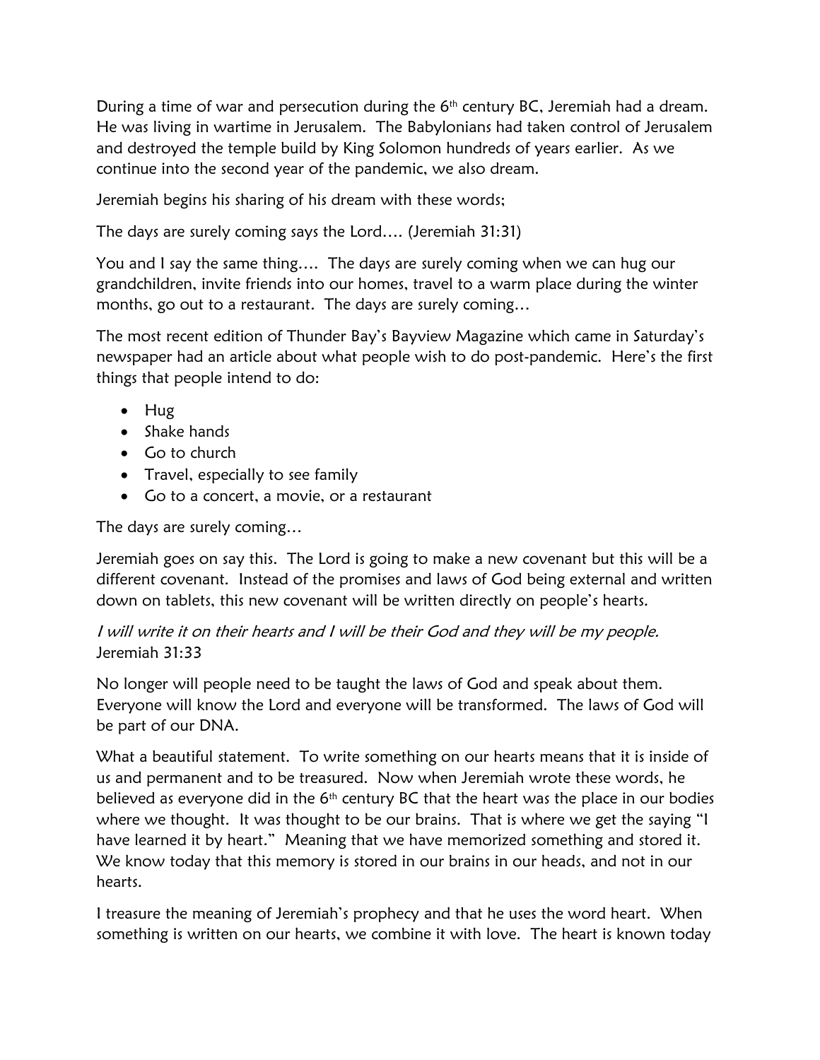During a time of war and persecution during the 6th century BC, Jeremiah had a dream. He was living in wartime in Jerusalem. The Babylonians had taken control of Jerusalem and destroyed the temple build by King Solomon hundreds of years earlier. As we continue into the second year of the pandemic, we also dream.

Jeremiah begins his sharing of his dream with these words;

The days are surely coming says the Lord…. (Jeremiah 31:31)

You and I say the same thing…. The days are surely coming when we can hug our grandchildren, invite friends into our homes, travel to a warm place during the winter months, go out to a restaurant. The days are surely coming…

The most recent edition of Thunder Bay's Bayview Magazine which came in Saturday's newspaper had an article about what people wish to do post-pandemic. Here's the first things that people intend to do:

- Hug
- Shake hands
- Go to church
- Travel, especially to see family
- Go to a concert, a movie, or a restaurant

The days are surely coming…

Jeremiah goes on say this. The Lord is going to make a new covenant but this will be a different covenant. Instead of the promises and laws of God being external and written down on tablets, this new covenant will be written directly on people's hearts.

*I will write it on their hearts and I will be their God and they will be my people.* Jeremiah 31:33

No longer will people need to be taught the laws of God and speak about them. Everyone will know the Lord and everyone will be transformed. The laws of God will be part of our DNA.

What a beautiful statement. To write something on our hearts means that it is inside of us and permanent and to be treasured. Now when Jeremiah wrote these words, he believed as everyone did in the 6th century BC that the heart was the place in our bodies where we thought. It was thought to be our brains. That is where we get the saying "I have learned it by heart." Meaning that we have memorized something and stored it. We know today that this memory is stored in our brains in our heads, and not in our hearts.

I treasure the meaning of Jeremiah's prophecy and that he uses the word heart. When something is written on our hearts, we combine it with love. The heart is known today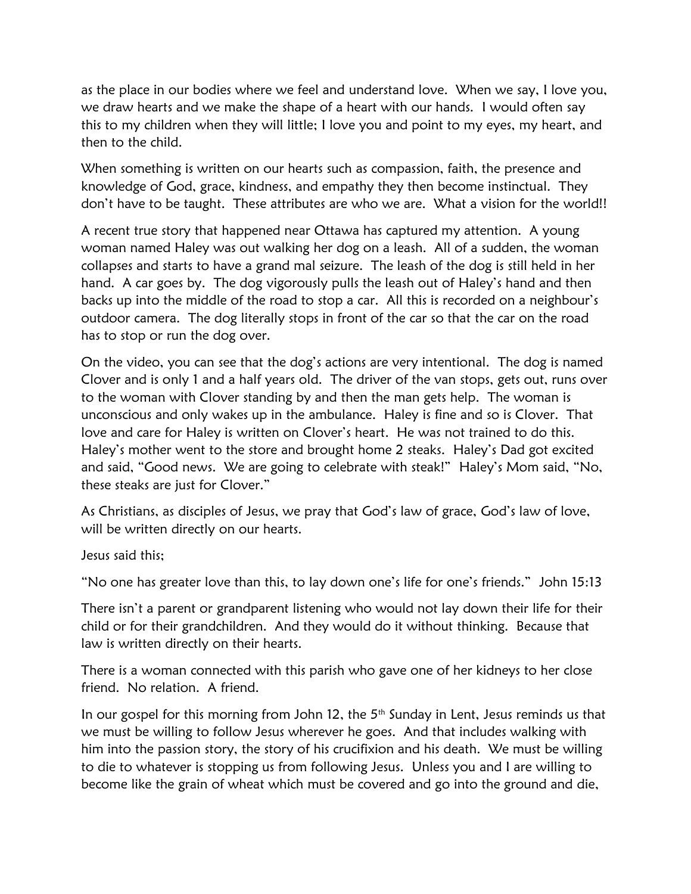as the place in our bodies where we feel and understand love. When we say, I love you, we draw hearts and we make the shape of a heart with our hands. I would often say this to my children when they will little; I love you and point to my eyes, my heart, and then to the child.

When something is written on our hearts such as compassion, faith, the presence and knowledge of God, grace, kindness, and empathy they then become instinctual. They don't have to be taught. These attributes are who we are. What a vision for the world!!

A recent true story that happened near Ottawa has captured my attention. A young woman named Haley was out walking her dog on a leash. All of a sudden, the woman collapses and starts to have a grand mal seizure. The leash of the dog is still held in her hand. A car goes by. The dog vigorously pulls the leash out of Haley's hand and then backs up into the middle of the road to stop a car. All this is recorded on a neighbour's outdoor camera. The dog literally stops in front of the car so that the car on the road has to stop or run the dog over.

On the video, you can see that the dog's actions are very intentional. The dog is named Clover and is only 1 and a half years old. The driver of the van stops, gets out, runs over to the woman with Clover standing by and then the man gets help. The woman is unconscious and only wakes up in the ambulance. Haley is fine and so is Clover. That love and care for Haley is written on Clover's heart. He was not trained to do this. Haley's mother went to the store and brought home 2 steaks. Haley's Dad got excited and said, "Good news. We are going to celebrate with steak!" Haley's Mom said, "No, these steaks are just for Clover."

As Christians, as disciples of Jesus, we pray that God's law of grace, God's law of love, will be written directly on our hearts.

Jesus said this;

"No one has greater love than this, to lay down one's life for one's friends." John 15:13

There isn't a parent or grandparent listening who would not lay down their life for their child or for their grandchildren. And they would do it without thinking. Because that law is written directly on their hearts.

There is a woman connected with this parish who gave one of her kidneys to her close friend. No relation. A friend.

In our gospel for this morning from John 12, the 5th Sunday in Lent, Jesus reminds us that we must be willing to follow Jesus wherever he goes. And that includes walking with him into the passion story, the story of his crucifixion and his death. We must be willing to die to whatever is stopping us from following Jesus. Unless you and I are willing to become like the grain of wheat which must be covered and go into the ground and die,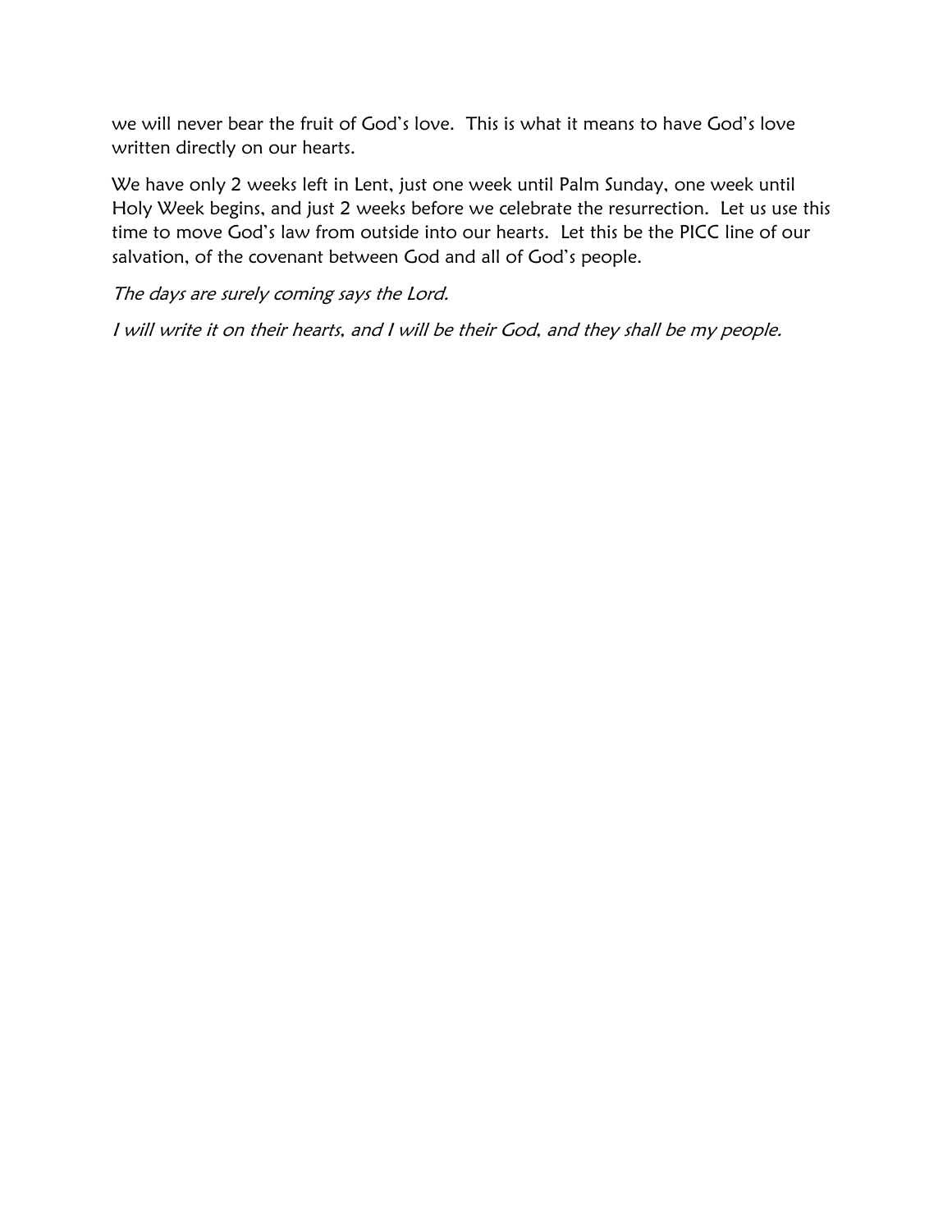we will never bear the fruit of God's love. This is what it means to have God's love written directly on our hearts.

We have only 2 weeks left in Lent, just one week until Palm Sunday, one week until Holy Week begins, and just 2 weeks before we celebrate the resurrection. Let us use this time to move God's law from outside into our hearts. Let this be the PICC line of our salvation, of the covenant between God and all of God's people.

*The days are surely coming says the Lord.*

*I will write it on their hearts, and I will be their God, and they shall be my people.*